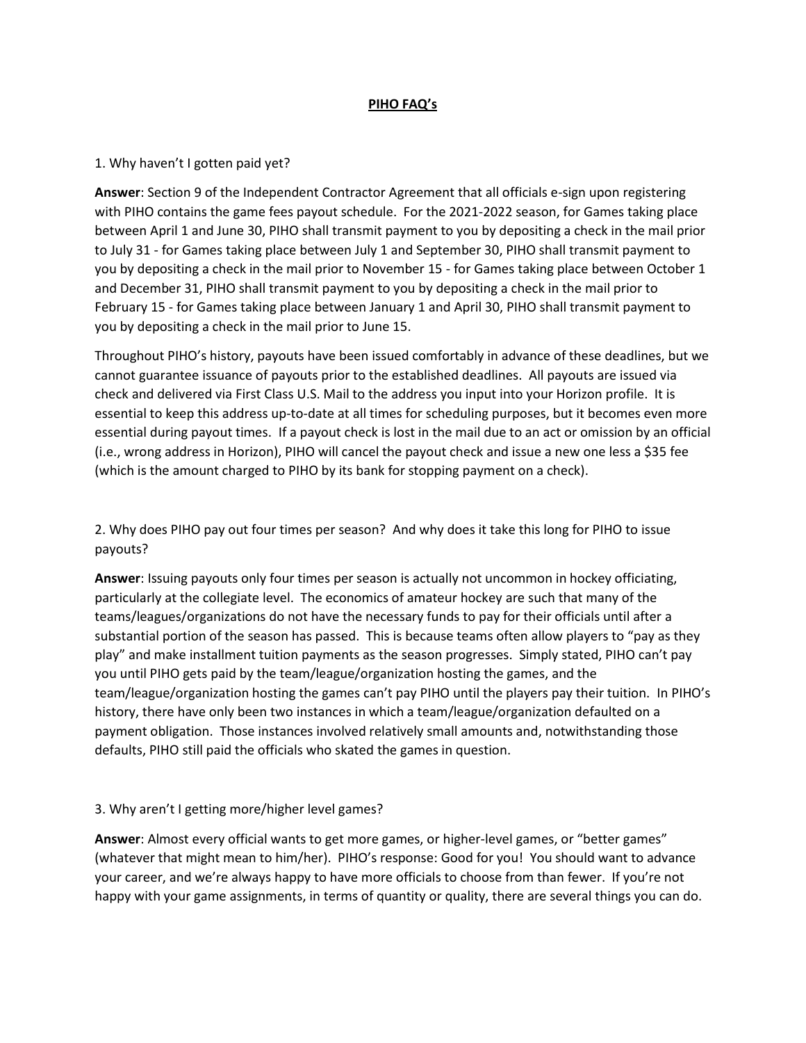# PIHO FAQ's

1. Why haven't I gotten paid yet?

**Answer**: Section 9 of the Independent Contractor Agreement that all officials e-sign upon registering with PIHO contains the game fees payout schedule. For the 2021-2022 season, for Games taking place between April 1 and June 30, PIHO shall transmit payment to you by depositing a check in the mail prior to July 31 - for Games taking place between July 1 and September 30, PIHO shall transmit payment to you by depositing a check in the mail prior to November 15 - for Games taking place between October 1 and December 31, PIHO shall transmit payment to you by depositing a check in the mail prior to February 15 - for Games taking place between January 1 and April 30, PIHO shall transmit payment to you by depositing a check in the mail prior to June 15.

Throughout PIHO's history, payouts have been issued comfortably in advance of these deadlines, but we cannot guarantee issuance of payouts prior to the established deadlines. All payouts are issued via check and delivered via First Class U.S. Mail to the address you input into your Horizon profile. It is essential to keep this address up-to-date at all times for scheduling purposes, but it becomes even more essential during payout times. If a payout check is lost in the mail due to an act or omission by an official (i.e., wrong address in Horizon), PIHO will cancel the payout check and issue a new one less a $35 fee (which is the amount charged to PIHO by its bank for stopping payment on a check).

2. Why does PIHO pay out four times per season? And why does it take this long for PIHO to issue payouts?

**Answer**: Issuing payouts only four times per season is actually not uncommon in hockey officiating, particularly at the collegiate level. The economics of amateur hockey are such that many of the teams/leagues/organizations do not have the necessary funds to pay for their officials until after a substantial portion of the season has passed. This is because teams often allow players to "pay as they play" and make installment tuition payments as the season progresses. Simply stated, PIHO can't pay you until PIHO gets paid by the team/league/organization hosting the games, and the team/league/organization hosting the games can't pay PIHO until the players pay their tuition. In PIHO's history, there have only been two instances in which a team/league/organization defaulted on a payment obligation. Those instances involved relatively small amounts and, notwithstanding those defaults, PIHO still paid the officials who skated the games in question.

3. Why aren't I getting more/higher level games?

**Answer**: Almost every official wants to get more games, or higher-level games, or "better games" (whatever that might mean to him/her). PIHO's response: Good for you! You should want to advance your career, and we're always happy to have more officials to choose from than fewer. If you're not happy with your game assignments, in terms of quantity or quality, there are several things you can do.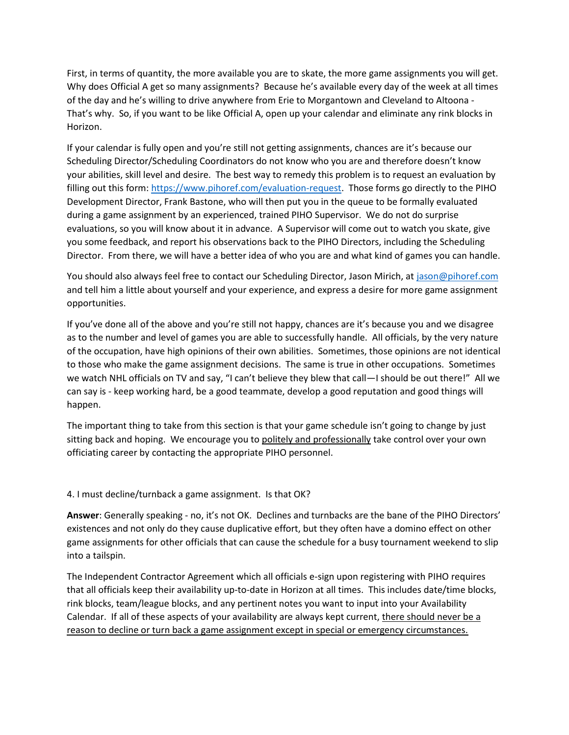First, in terms of quantity, the more available you are to skate, the more game assignments you will get. Why does Official A get so many assignments? Because he's available every day of the week at all times of the day and he's willing to drive anywhere from Erie to Morgantown and Cleveland to Altoona - That's why. So, if you want to be like Official A, open up your calendar and eliminate any rink blocks in Horizon.

If your calendar is fully open and you're still not getting assignments, chances are it's because our Scheduling Director/Scheduling Coordinators do not know who you are and therefore doesn't know your abilities, skill level and desire. The best way to remedy this problem is to request an evaluation by filling out this form: [https://www.pihoref.com/evaluation-request](https://www.pihoref.com/evaluation-request). Those forms go directly to the PIHO Development Director, Frank Bastone, who will then put you in the queue to be formally evaluated during a game assignment by an experienced, trained PIHO Supervisor. We do not do surprise evaluations, so you will know about it in advance. A Supervisor will come out to watch you skate, give you some feedback, and report his observations back to the PIHO Directors, including the Scheduling Director. From there, we will have a better idea of who you are and what kind of games you can handle.

You should also always feel free to contact our Scheduling Director, Jason Mirich, at [jason@pihoref.com](mailto:jason@pihoref.com) and tell him a little about yourself and your experience, and express a desire for more game assignment opportunities.

If you've done all of the above and you're still not happy, chances are it's because you and we disagree as to the number and level of games you are able to successfully handle. All officials, by the very nature of the occupation, have high opinions of their own abilities. Sometimes, those opinions are not identical to those who make the game assignment decisions. The same is true in other occupations. Sometimes we watch NHL officials on TV and say, "I can't believe they blew that call—I should be out there!" All we can say is - keep working hard, be a good teammate, develop a good reputation and good things will happen.

The important thing to take from this section is that your game schedule isn't going to change by just sitting back and hoping. We encourage you to <u>politely and professionally</u> take control over your own officiating career by contacting the appropriate PIHO personnel.

4. I must decline/turnback a game assignment. Is that OK?

**Answer**: Generally speaking - no, it's not OK. Declines and turnbacks are the bane of the PIHO Directors' existences and not only do they cause duplicative effort, but they often have a domino effect on other game assignments for other officials that can cause the schedule for a busy tournament weekend to slip into a tailspin.

The Independent Contractor Agreement which all officials e-sign upon registering with PIHO requires that all officials keep their availability up-to-date in Horizon at all times. This includes date/time blocks, rink blocks, team/league blocks, and any pertinent notes you want to input into your Availability Calendar. If all of these aspects of your availability are always kept current, <u>there should never be a reason to decline or turn back a game assignment except in special or emergency circumstances.</u>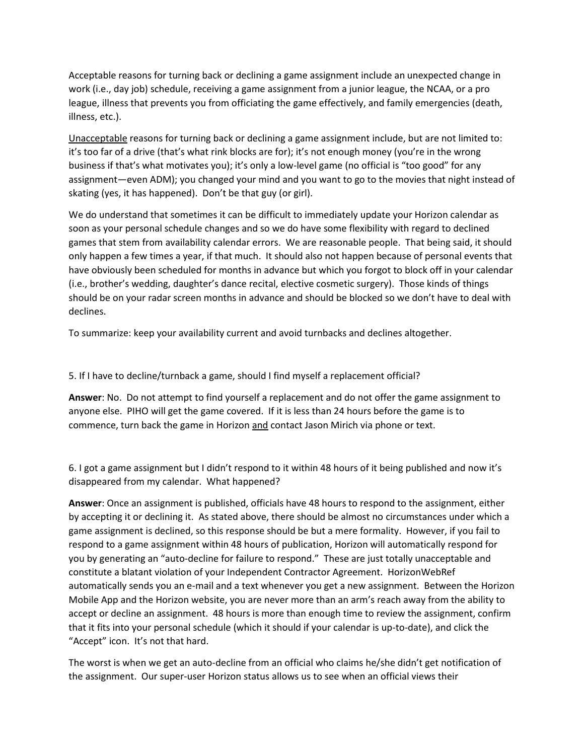Acceptable reasons for turning back or declining a game assignment include an unexpected change in work (i.e., day job) schedule, receiving a game assignment from a junior league, the NCAA, or a pro league, illness that prevents you from officiating the game effectively, and family emergencies (death, illness, etc.).

<u>Unacceptable</u> reasons for turning back or declining a game assignment include, but are not limited to: it's too far of a drive (that's what rink blocks are for); it's not enough money (you're in the wrong business if that's what motivates you); it's only a low-level game (no official is "too good" for any assignment—even ADM); you changed your mind and you want to go to the movies that night instead of skating (yes, it has happened). Don't be that guy (or girl).

We do understand that sometimes it can be difficult to immediately update your Horizon calendar as soon as your personal schedule changes and so we do have some flexibility with regard to declined games that stem from availability calendar errors. We are reasonable people. That being said, it should only happen a few times a year, if that much. It should also not happen because of personal events that have obviously been scheduled for months in advance but which you forgot to block off in your calendar (i.e., brother's wedding, daughter's dance recital, elective cosmetic surgery). Those kinds of things should be on your radar screen months in advance and should be blocked so we don't have to deal with declines.

To summarize: keep your availability current and avoid turnbacks and declines altogether.

5. If I have to decline/turnback a game, should I find myself a replacement official?

**Answer**: No. Do not attempt to find yourself a replacement and do not offer the game assignment to anyone else. PIHO will get the game covered. If it is less than 24 hours before the game is to commence, turn back the game in Horizon <u>and</u> contact Jason Mirich via phone or text.

6. I got a game assignment but I didn't respond to it within 48 hours of it being published and now it's disappeared from my calendar. What happened?

**Answer**: Once an assignment is published, officials have 48 hours to respond to the assignment, either by accepting it or declining it. As stated above, there should be almost no circumstances under which a game assignment is declined, so this response should be but a mere formality. However, if you fail to respond to a game assignment within 48 hours of publication, Horizon will automatically respond for you by generating an "auto-decline for failure to respond." These are just totally unacceptable and constitute a blatant violation of your Independent Contractor Agreement. HorizonWebRef automatically sends you an e-mail and a text whenever you get a new assignment. Between the Horizon Mobile App and the Horizon website, you are never more than an arm's reach away from the ability to accept or decline an assignment. 48 hours is more than enough time to review the assignment, confirm that it fits into your personal schedule (which it should if your calendar is up-to-date), and click the "Accept" icon. It's not that hard.

The worst is when we get an auto-decline from an official who claims he/she didn't get notification of the assignment. Our super-user Horizon status allows us to see when an official views their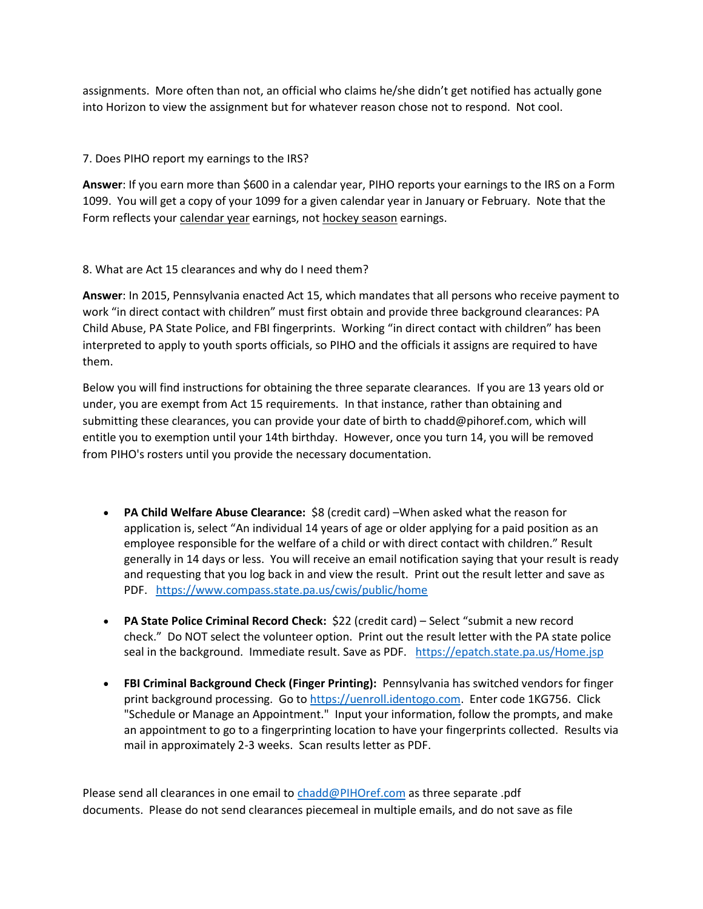assignments. More often than not, an official who claims he/she didn't get notified has actually gone into Horizon to view the assignment but for whatever reason chose not to respond. Not cool.

7. Does PIHO report my earnings to the IRS?

**Answer**: If you earn more than $600 in a calendar year, PIHO reports your earnings to the IRS on a Form 1099. You will get a copy of your 1099 for a given calendar year in January or February. Note that the Form reflects your calendar year earnings, not hockey season earnings.

8. What are Act 15 clearances and why do I need them?

**Answer**: In 2015, Pennsylvania enacted Act 15, which mandates that all persons who receive payment to work "in direct contact with children" must first obtain and provide three background clearances: PA Child Abuse, PA State Police, and FBI fingerprints. Working "in direct contact with children" has been interpreted to apply to youth sports officials, so PIHO and the officials it assigns are required to have them.

Below you will find instructions for obtaining the three separate clearances. If you are 13 years old or under, you are exempt from Act 15 requirements. In that instance, rather than obtaining and submitting these clearances, you can provide your date of birth to chadd@pihoref.com, which will entitle you to exemption until your 14th birthday. However, once you turn 14, you will be removed from PIHO's rosters until you provide the necessary documentation.

- **PA Child Welfare Abuse Clearance:** $8 (credit card) –When asked what the reason for application is, select "An individual 14 years of age or older applying for a paid position as an employee responsible for the welfare of a child or with direct contact with children." Result generally in 14 days or less. You will receive an email notification saying that your result is ready and requesting that you log back in and view the result. Print out the result letter and save as PDF. https://www.compass.state.pa.us/cwis/public/home

- **PA State Police Criminal Record Check:** $22 (credit card) – Select "submit a new record check." Do NOT select the volunteer option. Print out the result letter with the PA state police seal in the background. Immediate result. Save as PDF. https://epatch.state.pa.us/Home.jsp

- **FBI Criminal Background Check (Finger Printing):** Pennsylvania has switched vendors for finger print background processing. Go to https://uenroll.identogo.com. Enter code 1KG756. Click "Schedule or Manage an Appointment." Input your information, follow the prompts, and make an appointment to go to a fingerprinting location to have your fingerprints collected. Results via mail in approximately 2-3 weeks. Scan results letter as PDF.

Please send all clearances in one email to chadd@PIHOref.com as three separate .pdf documents. Please do not send clearances piecemeal in multiple emails, and do not save as file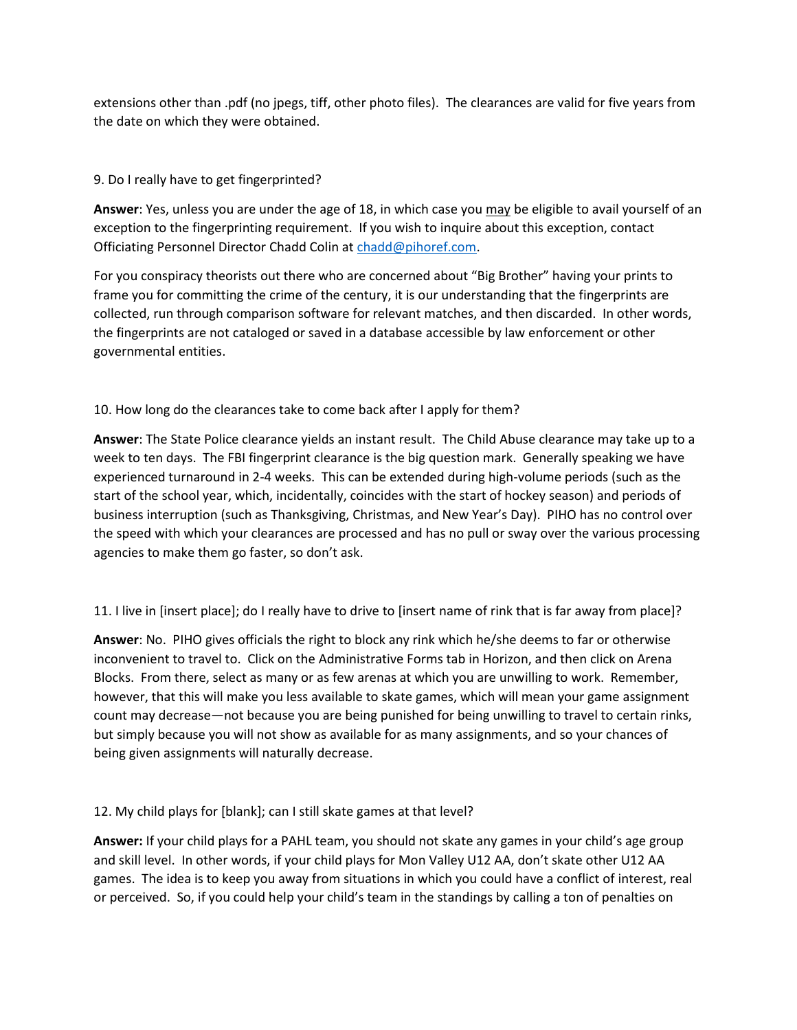extensions other than .pdf (no jpegs, tiff, other photo files). The clearances are valid for five years from the date on which they were obtained.

9. Do I really have to get fingerprinted?

**Answer**: Yes, unless you are under the age of 18, in which case you may be eligible to avail yourself of an exception to the fingerprinting requirement. If you wish to inquire about this exception, contact Officiating Personnel Director Chadd Colin at chadd@pihoref.com.

For you conspiracy theorists out there who are concerned about "Big Brother" having your prints to frame you for committing the crime of the century, it is our understanding that the fingerprints are collected, run through comparison software for relevant matches, and then discarded. In other words, the fingerprints are not cataloged or saved in a database accessible by law enforcement or other governmental entities.

10. How long do the clearances take to come back after I apply for them?

**Answer**: The State Police clearance yields an instant result. The Child Abuse clearance may take up to a week to ten days. The FBI fingerprint clearance is the big question mark. Generally speaking we have experienced turnaround in 2-4 weeks. This can be extended during high-volume periods (such as the start of the school year, which, incidentally, coincides with the start of hockey season) and periods of business interruption (such as Thanksgiving, Christmas, and New Year's Day). PIHO has no control over the speed with which your clearances are processed and has no pull or sway over the various processing agencies to make them go faster, so don't ask.

11. I live in [insert place]; do I really have to drive to [insert name of rink that is far away from place]?

**Answer**: No. PIHO gives officials the right to block any rink which he/she deems to far or otherwise inconvenient to travel to. Click on the Administrative Forms tab in Horizon, and then click on Arena Blocks. From there, select as many or as few arenas at which you are unwilling to work. Remember, however, that this will make you less available to skate games, which will mean your game assignment count may decrease—not because you are being punished for being unwilling to travel to certain rinks, but simply because you will not show as available for as many assignments, and so your chances of being given assignments will naturally decrease.

12. My child plays for [blank]; can I still skate games at that level?

**Answer:** If your child plays for a PAHL team, you should not skate any games in your child's age group and skill level. In other words, if your child plays for Mon Valley U12 AA, don't skate other U12 AA games. The idea is to keep you away from situations in which you could have a conflict of interest, real or perceived. So, if you could help your child's team in the standings by calling a ton of penalties on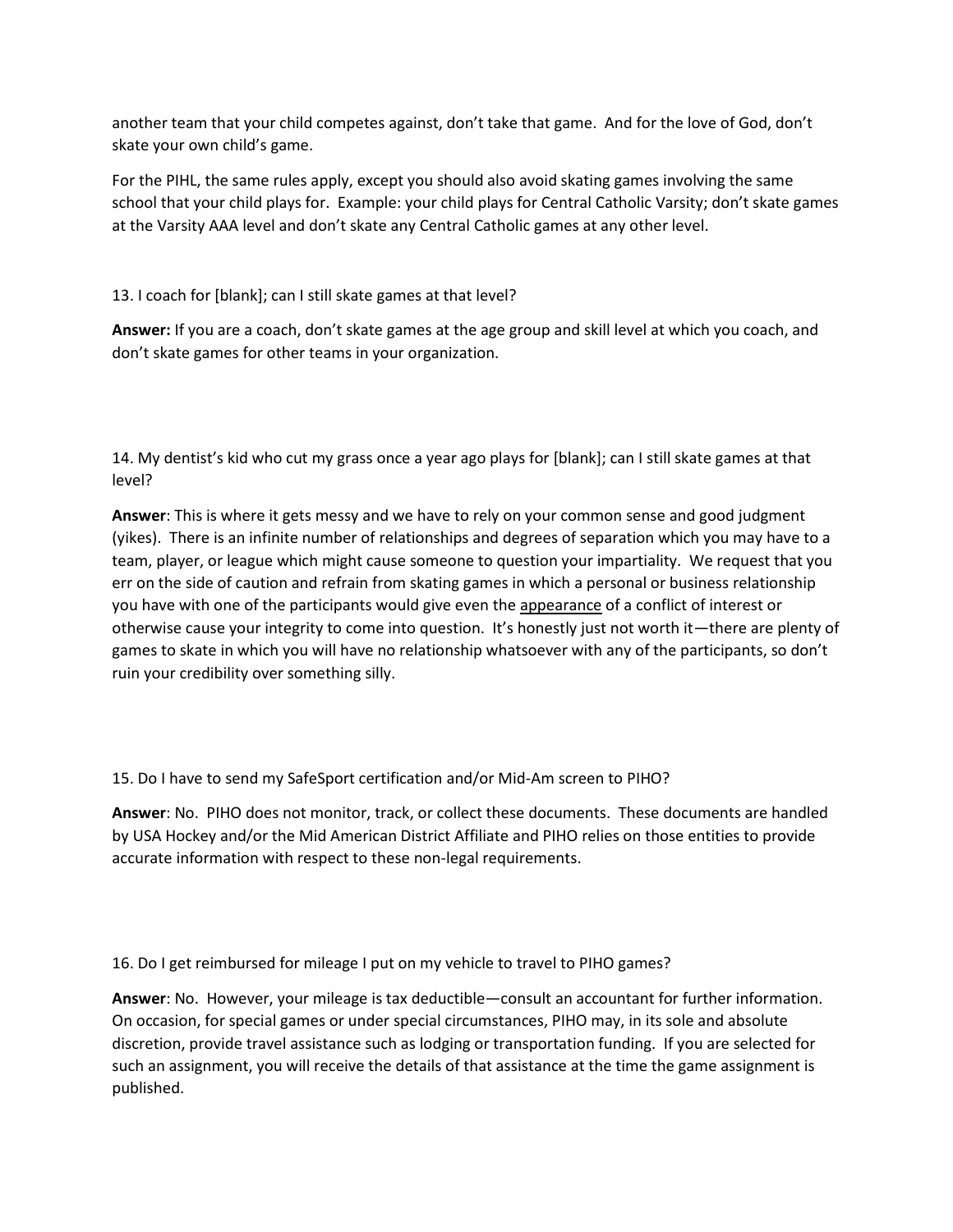another team that your child competes against, don't take that game. And for the love of God, don't skate your own child's game.

For the PIHL, the same rules apply, except you should also avoid skating games involving the same school that your child plays for. Example: your child plays for Central Catholic Varsity; don't skate games at the Varsity AAA level and don't skate any Central Catholic games at any other level.

13. I coach for [blank]; can I still skate games at that level?

**Answer:** If you are a coach, don't skate games at the age group and skill level at which you coach, and don't skate games for other teams in your organization.

14. My dentist's kid who cut my grass once a year ago plays for [blank]; can I still skate games at that level?

**Answer**: This is where it gets messy and we have to rely on your common sense and good judgment (yikes). There is an infinite number of relationships and degrees of separation which you may have to a team, player, or league which might cause someone to question your impartiality. We request that you err on the side of caution and refrain from skating games in which a personal or business relationship you have with one of the participants would give even the <u>appearance</u> of a conflict of interest or otherwise cause your integrity to come into question. It's honestly just not worth it—there are plenty of games to skate in which you will have no relationship whatsoever with any of the participants, so don't ruin your credibility over something silly.

15. Do I have to send my SafeSport certification and/or Mid-Am screen to PIHO?

**Answer**: No. PIHO does not monitor, track, or collect these documents. These documents are handled by USA Hockey and/or the Mid American District Affiliate and PIHO relies on those entities to provide accurate information with respect to these non-legal requirements.

16. Do I get reimbursed for mileage I put on my vehicle to travel to PIHO games?

**Answer**: No. However, your mileage is tax deductible—consult an accountant for further information. On occasion, for special games or under special circumstances, PIHO may, in its sole and absolute discretion, provide travel assistance such as lodging or transportation funding. If you are selected for such an assignment, you will receive the details of that assistance at the time the game assignment is published.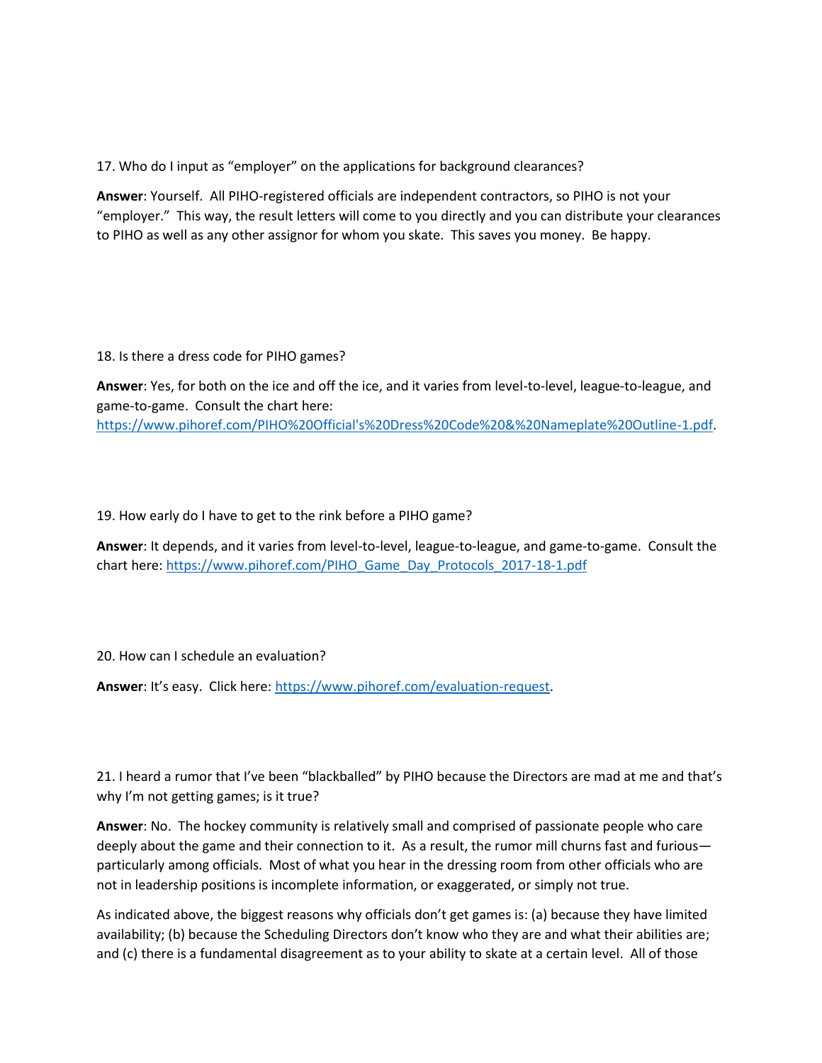17. Who do I input as "employer" on the applications for background clearances?

**Answer**: Yourself. All PIHO-registered officials are independent contractors, so PIHO is not your "employer." This way, the result letters will come to you directly and you can distribute your clearances to PIHO as well as any other assignor for whom you skate. This saves you money. Be happy.

18. Is there a dress code for PIHO games?

**Answer**: Yes, for both on the ice and off the ice, and it varies from level-to-level, league-to-league, and game-to-game. Consult the chart here: [https://www.pihoref.com/PIHO%20Official's%20Dress%20Code%20&%20Nameplate%20Outline-1.pdf](https://www.pihoref.com/PIHO%20Official's%20Dress%20Code%20&%20Nameplate%20Outline-1.pdf).

19. How early do I have to get to the rink before a PIHO game?

**Answer**: It depends, and it varies from level-to-level, league-to-league, and game-to-game. Consult the chart here: [https://www.pihoref.com/PIHO_Game_Day_Protocols_2017-18-1.pdf](https://www.pihoref.com/PIHO_Game_Day_Protocols_2017-18-1.pdf)

20. How can I schedule an evaluation?

**Answer**: It's easy. Click here: [https://www.pihoref.com/evaluation-request](https://www.pihoref.com/evaluation-request).

21. I heard a rumor that I've been "blackballed" by PIHO because the Directors are mad at me and that's why I'm not getting games; is it true?

**Answer**: No. The hockey community is relatively small and comprised of passionate people who care deeply about the game and their connection to it. As a result, the rumor mill churns fast and furious—particularly among officials. Most of what you hear in the dressing room from other officials who are not in leadership positions is incomplete information, or exaggerated, or simply not true.

As indicated above, the biggest reasons why officials don't get games is: (a) because they have limited availability; (b) because the Scheduling Directors don't know who they are and what their abilities are; and (c) there is a fundamental disagreement as to your ability to skate at a certain level. All of those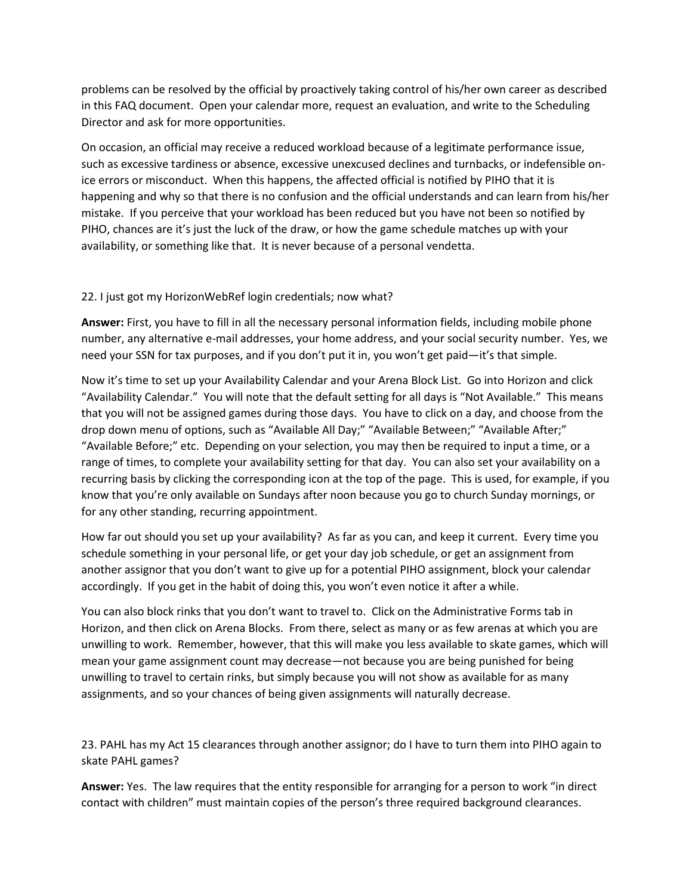problems can be resolved by the official by proactively taking control of his/her own career as described in this FAQ document. Open your calendar more, request an evaluation, and write to the Scheduling Director and ask for more opportunities.

On occasion, an official may receive a reduced workload because of a legitimate performance issue, such as excessive tardiness or absence, excessive unexcused declines and turnbacks, or indefensible on-ice errors or misconduct. When this happens, the affected official is notified by PIHO that it is happening and why so that there is no confusion and the official understands and can learn from his/her mistake. If you perceive that your workload has been reduced but you have not been so notified by PIHO, chances are it's just the luck of the draw, or how the game schedule matches up with your availability, or something like that. It is never because of a personal vendetta.

22. I just got my HorizonWebRef login credentials; now what?

**Answer:** First, you have to fill in all the necessary personal information fields, including mobile phone number, any alternative e-mail addresses, your home address, and your social security number. Yes, we need your SSN for tax purposes, and if you don't put it in, you won't get paid—it's that simple.

Now it's time to set up your Availability Calendar and your Arena Block List. Go into Horizon and click "Availability Calendar." You will note that the default setting for all days is "Not Available." This means that you will not be assigned games during those days. You have to click on a day, and choose from the drop down menu of options, such as "Available All Day;" "Available Between;" "Available After;" "Available Before;" etc. Depending on your selection, you may then be required to input a time, or a range of times, to complete your availability setting for that day. You can also set your availability on a recurring basis by clicking the corresponding icon at the top of the page. This is used, for example, if you know that you're only available on Sundays after noon because you go to church Sunday mornings, or for any other standing, recurring appointment.

How far out should you set up your availability? As far as you can, and keep it current. Every time you schedule something in your personal life, or get your day job schedule, or get an assignment from another assignor that you don't want to give up for a potential PIHO assignment, block your calendar accordingly. If you get in the habit of doing this, you won't even notice it after a while.

You can also block rinks that you don't want to travel to. Click on the Administrative Forms tab in Horizon, and then click on Arena Blocks. From there, select as many or as few arenas at which you are unwilling to work. Remember, however, that this will make you less available to skate games, which will mean your game assignment count may decrease—not because you are being punished for being unwilling to travel to certain rinks, but simply because you will not show as available for as many assignments, and so your chances of being given assignments will naturally decrease.

23. PAHL has my Act 15 clearances through another assignor; do I have to turn them into PIHO again to skate PAHL games?

**Answer:** Yes. The law requires that the entity responsible for arranging for a person to work "in direct contact with children" must maintain copies of the person's three required background clearances.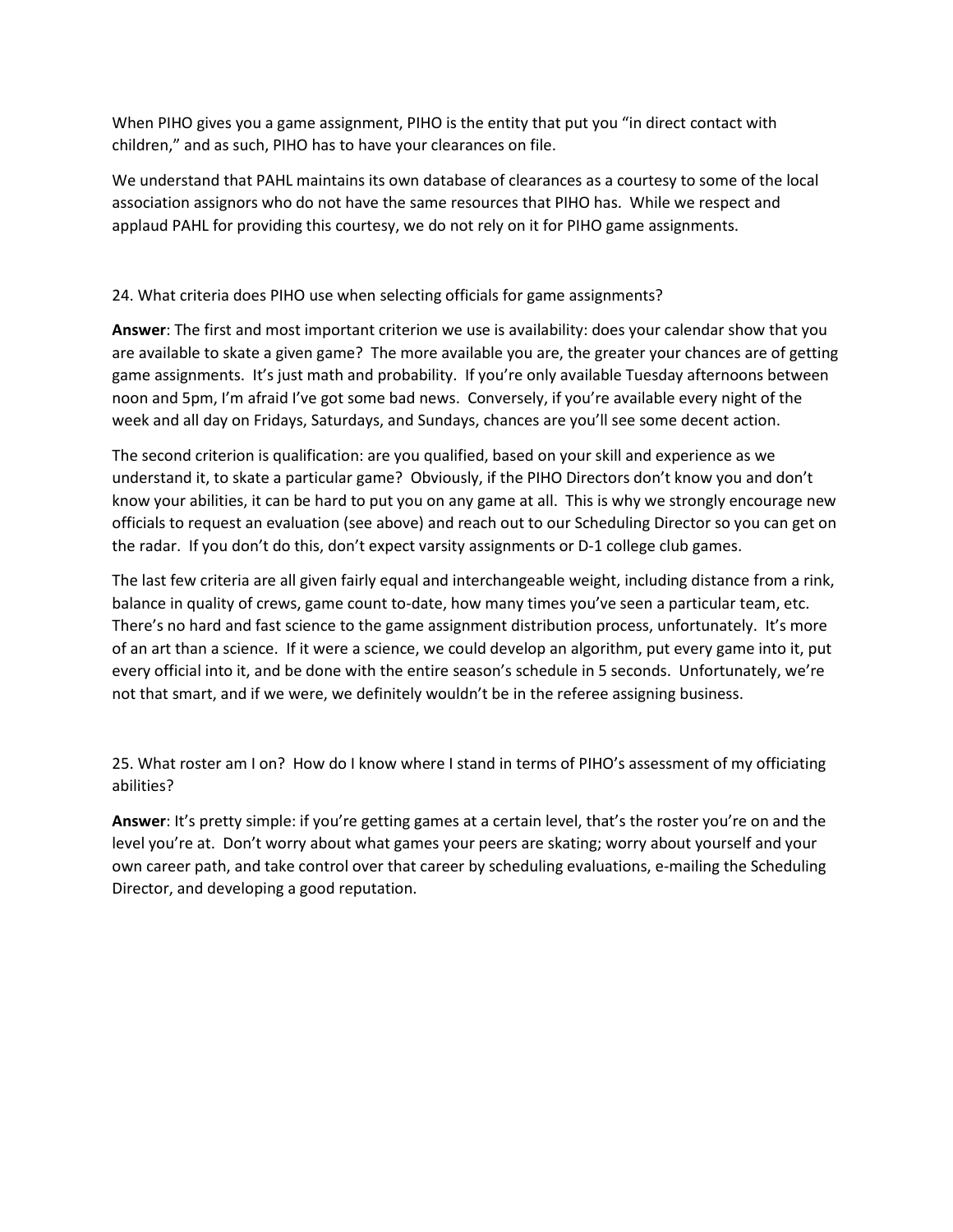When PIHO gives you a game assignment, PIHO is the entity that put you "in direct contact with children," and as such, PIHO has to have your clearances on file.

We understand that PAHL maintains its own database of clearances as a courtesy to some of the local association assignors who do not have the same resources that PIHO has. While we respect and applaud PAHL for providing this courtesy, we do not rely on it for PIHO game assignments.

24. What criteria does PIHO use when selecting officials for game assignments?

**Answer**: The first and most important criterion we use is availability: does your calendar show that you are available to skate a given game? The more available you are, the greater your chances are of getting game assignments. It's just math and probability. If you're only available Tuesday afternoons between noon and 5pm, I'm afraid I've got some bad news. Conversely, if you're available every night of the week and all day on Fridays, Saturdays, and Sundays, chances are you'll see some decent action.

The second criterion is qualification: are you qualified, based on your skill and experience as we understand it, to skate a particular game? Obviously, if the PIHO Directors don't know you and don't know your abilities, it can be hard to put you on any game at all. This is why we strongly encourage new officials to request an evaluation (see above) and reach out to our Scheduling Director so you can get on the radar. If you don't do this, don't expect varsity assignments or D-1 college club games.

The last few criteria are all given fairly equal and interchangeable weight, including distance from a rink, balance in quality of crews, game count to-date, how many times you've seen a particular team, etc. There's no hard and fast science to the game assignment distribution process, unfortunately. It's more of an art than a science. If it were a science, we could develop an algorithm, put every game into it, put every official into it, and be done with the entire season's schedule in 5 seconds. Unfortunately, we're not that smart, and if we were, we definitely wouldn't be in the referee assigning business.

25. What roster am I on? How do I know where I stand in terms of PIHO's assessment of my officiating abilities?

**Answer**: It's pretty simple: if you're getting games at a certain level, that's the roster you're on and the level you're at. Don't worry about what games your peers are skating; worry about yourself and your own career path, and take control over that career by scheduling evaluations, e-mailing the Scheduling Director, and developing a good reputation.